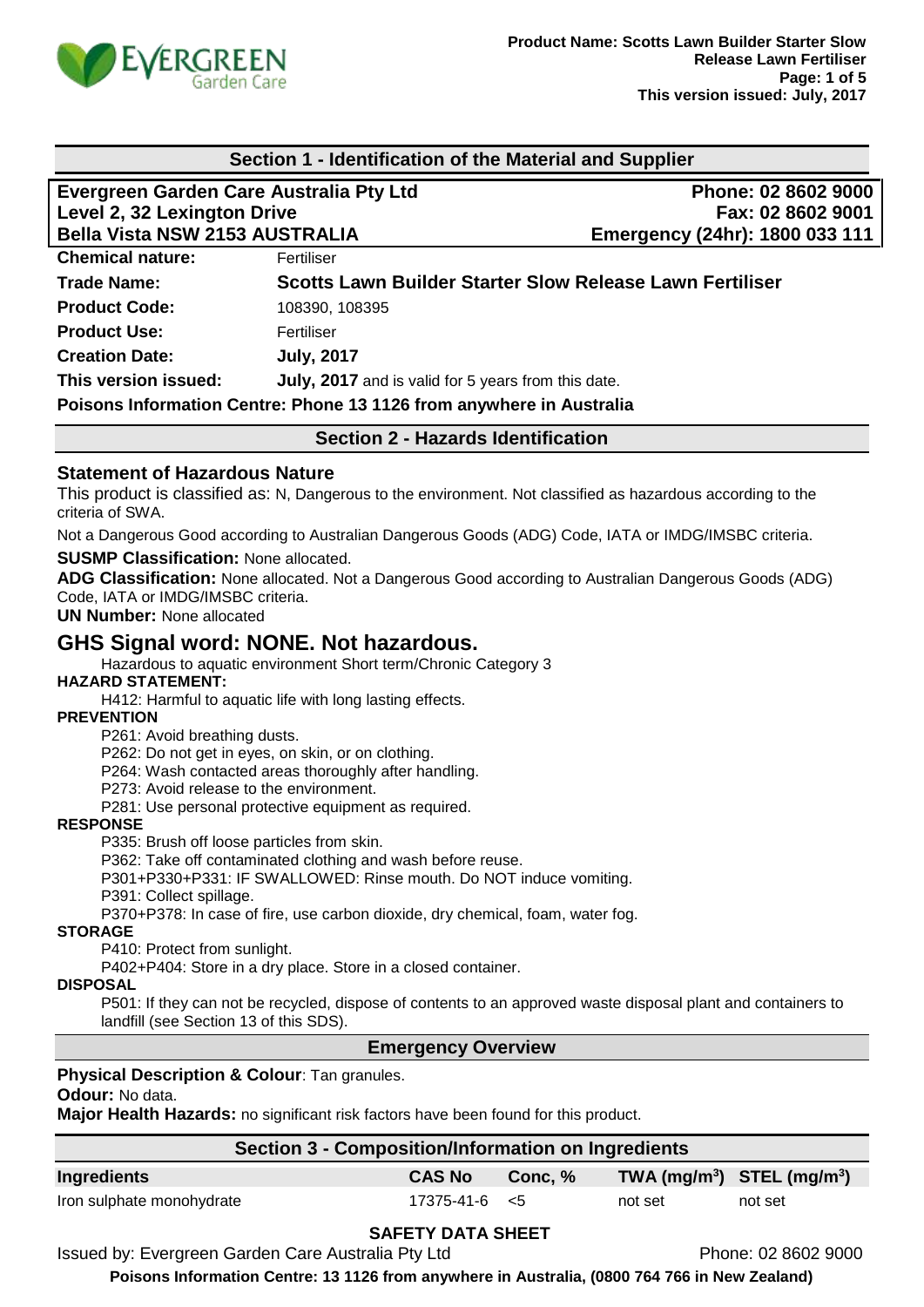## Section 1 - Identification of the Material and Supplier

**Evergreen Garden Care Australia Pty Ltd**
**Level 2, 32 Lexington Drive**
**Bella Vista NSW 2153 AUSTRALIA**

**Phone: 02 8602 9000**
**Fax: 02 8602 9001**
**Emergency (24hr): 1800 033 111**

| | |
|---|---|
| **Chemical nature:** | Fertiliser |
| **Trade Name:** | **Scotts Lawn Builder Starter Slow Release Lawn Fertiliser** |
| **Product Code:** | 108390, 108395 |
| **Product Use:** | Fertiliser |
| **Creation Date:** | **July, 2017** |
| **This version issued:** | **July, 2017** and is valid for 5 years from this date. |

**Poisons Information Centre: Phone 13 1126 from anywhere in Australia**

## Section 2 - Hazards Identification

### Statement of Hazardous Nature

This product is classified as: N, Dangerous to the environment. Not classified as hazardous according to the criteria of SWA.

Not a Dangerous Good according to Australian Dangerous Goods (ADG) Code, IATA or IMDG/IMSBC criteria.

**SUSMP Classification:** None allocated.

**ADG Classification:** None allocated. Not a Dangerous Good according to Australian Dangerous Goods (ADG) Code, IATA or IMDG/IMSBC criteria.

**UN Number:** None allocated

## GHS Signal word: NONE. Not hazardous.

Hazardous to aquatic environment Short term/Chronic Category 3

**HAZARD STATEMENT:**

H412: Harmful to aquatic life with long lasting effects.

**PREVENTION**

P261: Avoid breathing dusts.
P262: Do not get in eyes, on skin, or on clothing.
P264: Wash contacted areas thoroughly after handling.
P273: Avoid release to the environment.
P281: Use personal protective equipment as required.

**RESPONSE**

P335: Brush off loose particles from skin.
P362: Take off contaminated clothing and wash before reuse.
P301+P330+P331: IF SWALLOWED: Rinse mouth. Do NOT induce vomiting.
P391: Collect spillage.
P370+P378: In case of fire, use carbon dioxide, dry chemical, foam, water fog.

**STORAGE**

P410: Protect from sunlight.
P402+P404: Store in a dry place. Store in a closed container.

**DISPOSAL**

P501: If they can not be recycled, dispose of contents to an approved waste disposal plant and containers to landfill (see Section 13 of this SDS).

## Emergency Overview

**Physical Description & Colour**: Tan granules.

**Odour:** No data.

**Major Health Hazards:** no significant risk factors have been found for this product.

## Section 3 - Composition/Information on Ingredients

| Ingredients | CAS No | Conc, % | TWA (mg/m$^3$) | STEL (mg/m$^3$) |
|---|---|---|---|---|
| Iron sulphate monohydrate | 17375-41-6 | <5 | not set | not set |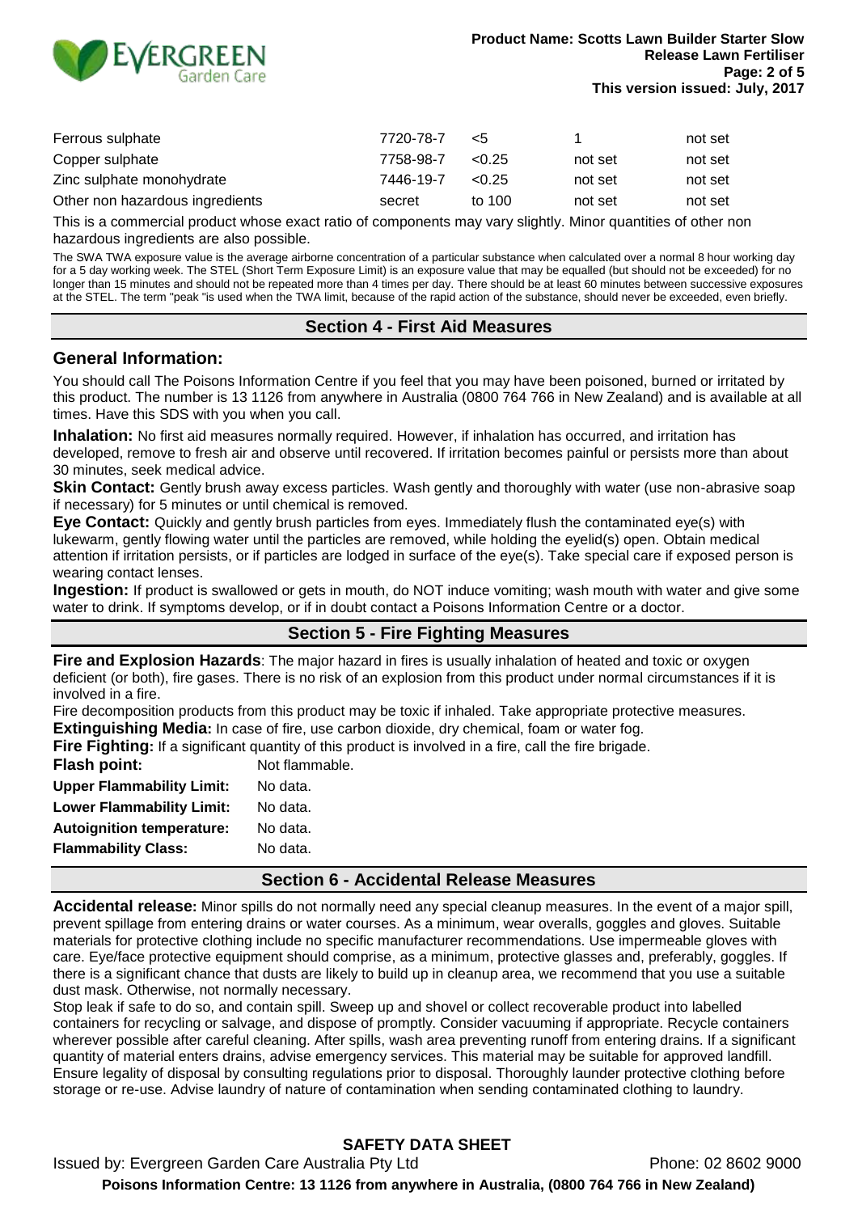| Ferrous sulphate | 7720-78-7 | <5 | 1 | not set |
|---|---|---|---|---|
| Copper sulphate | 7758-98-7 | <0.25 | not set | not set |
| Zinc sulphate monohydrate | 7446-19-7 | <0.25 | not set | not set |
| Other non hazardous ingredients | secret | to 100 | not set | not set |

This is a commercial product whose exact ratio of components may vary slightly. Minor quantities of other non hazardous ingredients are also possible.

The SWA TWA exposure value is the average airborne concentration of a particular substance when calculated over a normal 8 hour working day for a 5 day working week. The STEL (Short Term Exposure Limit) is an exposure value that may be equalled (but should not be exceeded) for no longer than 15 minutes and should not be repeated more than 4 times per day. There should be at least 60 minutes between successive exposures at the STEL. The term "peak "is used when the TWA limit, because of the rapid action of the substance, should never be exceeded, even briefly.

## Section 4 - First Aid Measures

### General Information:

You should call The Poisons Information Centre if you feel that you may have been poisoned, burned or irritated by this product. The number is 13 1126 from anywhere in Australia (0800 764 766 in New Zealand) and is available at all times. Have this SDS with you when you call.

**Inhalation:** No first aid measures normally required. However, if inhalation has occurred, and irritation has developed, remove to fresh air and observe until recovered. If irritation becomes painful or persists more than about 30 minutes, seek medical advice.

**Skin Contact:** Gently brush away excess particles. Wash gently and thoroughly with water (use non-abrasive soap if necessary) for 5 minutes or until chemical is removed.

**Eye Contact:** Quickly and gently brush particles from eyes. Immediately flush the contaminated eye(s) with lukewarm, gently flowing water until the particles are removed, while holding the eyelid(s) open. Obtain medical attention if irritation persists, or if particles are lodged in surface of the eye(s). Take special care if exposed person is wearing contact lenses.

**Ingestion:** If product is swallowed or gets in mouth, do NOT induce vomiting; wash mouth with water and give some water to drink. If symptoms develop, or if in doubt contact a Poisons Information Centre or a doctor.

## Section 5 - Fire Fighting Measures

**Fire and Explosion Hazards**: The major hazard in fires is usually inhalation of heated and toxic or oxygen deficient (or both), fire gases. There is no risk of an explosion from this product under normal circumstances if it is involved in a fire.

Fire decomposition products from this product may be toxic if inhaled. Take appropriate protective measures.

**Extinguishing Media:** In case of fire, use carbon dioxide, dry chemical, foam or water fog.

**Fire Fighting:** If a significant quantity of this product is involved in a fire, call the fire brigade.

**Flash point:** Not flammable.

**Upper Flammability Limit:** No data.

**Lower Flammability Limit:** No data.

**Autoignition temperature:** No data.

**Flammability Class:** No data.

## Section 6 - Accidental Release Measures

**Accidental release:** Minor spills do not normally need any special cleanup measures. In the event of a major spill, prevent spillage from entering drains or water courses. As a minimum, wear overalls, goggles and gloves. Suitable materials for protective clothing include no specific manufacturer recommendations. Use impermeable gloves with care. Eye/face protective equipment should comprise, as a minimum, protective glasses and, preferably, goggles. If there is a significant chance that dusts are likely to build up in cleanup area, we recommend that you use a suitable dust mask. Otherwise, not normally necessary.

Stop leak if safe to do so, and contain spill. Sweep up and shovel or collect recoverable product into labelled containers for recycling or salvage, and dispose of promptly. Consider vacuuming if appropriate. Recycle containers wherever possible after careful cleaning. After spills, wash area preventing runoff from entering drains. If a significant quantity of material enters drains, advise emergency services. This material may be suitable for approved landfill. Ensure legality of disposal by consulting regulations prior to disposal. Thoroughly launder protective clothing before storage or re-use. Advise laundry of nature of contamination when sending contaminated clothing to laundry.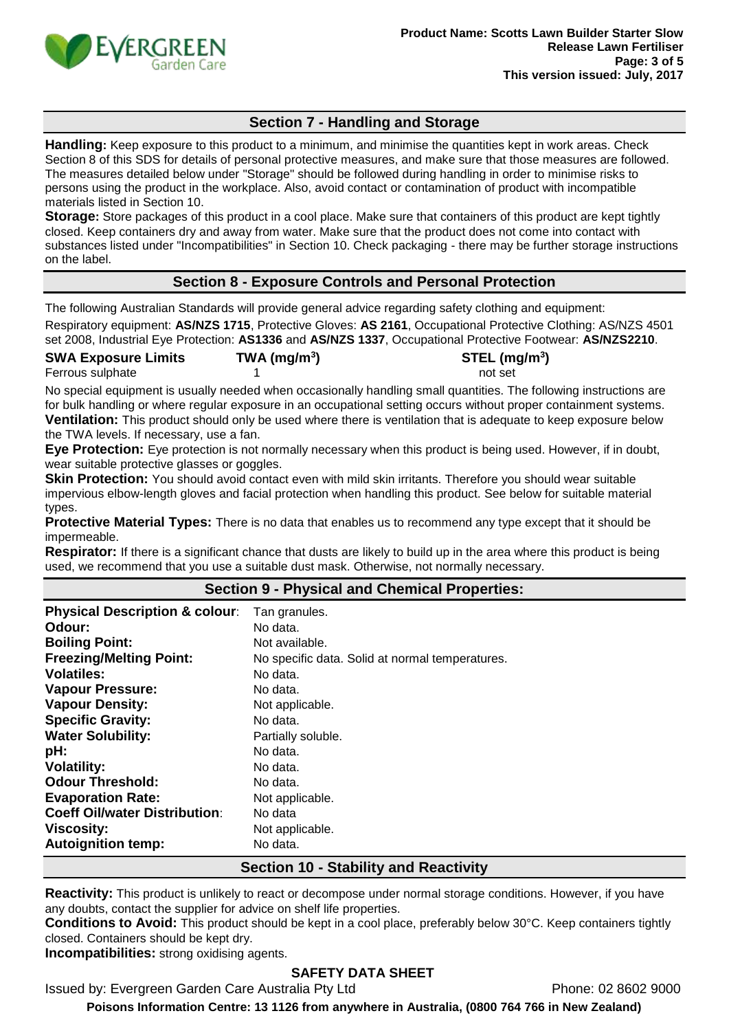## Section 7 - Handling and Storage

**Handling:** Keep exposure to this product to a minimum, and minimise the quantities kept in work areas. Check Section 8 of this SDS for details of personal protective measures, and make sure that those measures are followed. The measures detailed below under "Storage" should be followed during handling in order to minimise risks to persons using the product in the workplace. Also, avoid contact or contamination of product with incompatible materials listed in Section 10.

**Storage:** Store packages of this product in a cool place. Make sure that containers of this product are kept tightly closed. Keep containers dry and away from water. Make sure that the product does not come into contact with substances listed under "Incompatibilities" in Section 10. Check packaging - there may be further storage instructions on the label.

## Section 8 - Exposure Controls and Personal Protection

The following Australian Standards will provide general advice regarding safety clothing and equipment:

Respiratory equipment: **AS/NZS 1715**, Protective Gloves: **AS 2161**, Occupational Protective Clothing: AS/NZS 4501 set 2008, Industrial Eye Protection: **AS1336** and **AS/NZS 1337**, Occupational Protective Footwear: **AS/NZS2210**.

| SWA Exposure Limits | TWA ($mg/m^3$) | STEL ($mg/m^3$) |
|---|---|---|
| Ferrous sulphate | 1 | not set |

No special equipment is usually needed when occasionally handling small quantities. The following instructions are for bulk handling or where regular exposure in an occupational setting occurs without proper containment systems.

**Ventilation:** This product should only be used where there is ventilation that is adequate to keep exposure below the TWA levels. If necessary, use a fan.

**Eye Protection:** Eye protection is not normally necessary when this product is being used. However, if in doubt, wear suitable protective glasses or goggles.

**Skin Protection:** You should avoid contact even with mild skin irritants. Therefore you should wear suitable impervious elbow-length gloves and facial protection when handling this product. See below for suitable material types.

**Protective Material Types:** There is no data that enables us to recommend any type except that it should be impermeable.

**Respirator:** If there is a significant chance that dusts are likely to build up in the area where this product is being used, we recommend that you use a suitable dust mask. Otherwise, not normally necessary.

## Section 9 - Physical and Chemical Properties:

| | |
|---|---|
| **Physical Description & colour**: | Tan granules. |
| **Odour:** | No data. |
| **Boiling Point:** | Not available. |
| **Freezing/Melting Point:** | No specific data. Solid at normal temperatures. |
| **Volatiles:** | No data. |
| **Vapour Pressure:** | No data. |
| **Vapour Density:** | Not applicable. |
| **Specific Gravity:** | No data. |
| **Water Solubility:** | Partially soluble. |
| **pH:** | No data. |
| **Volatility:** | No data. |
| **Odour Threshold:** | No data. |
| **Evaporation Rate:** | Not applicable. |
| **Coeff Oil/water Distribution**: | No data |
| **Viscosity:** | Not applicable. |
| **Autoignition temp:** | No data. |

## Section 10 - Stability and Reactivity

**Reactivity:** This product is unlikely to react or decompose under normal storage conditions. However, if you have any doubts, contact the supplier for advice on shelf life properties.

**Conditions to Avoid:** This product should be kept in a cool place, preferably below 30°C. Keep containers tightly closed. Containers should be kept dry.

**Incompatibilities:** strong oxidising agents.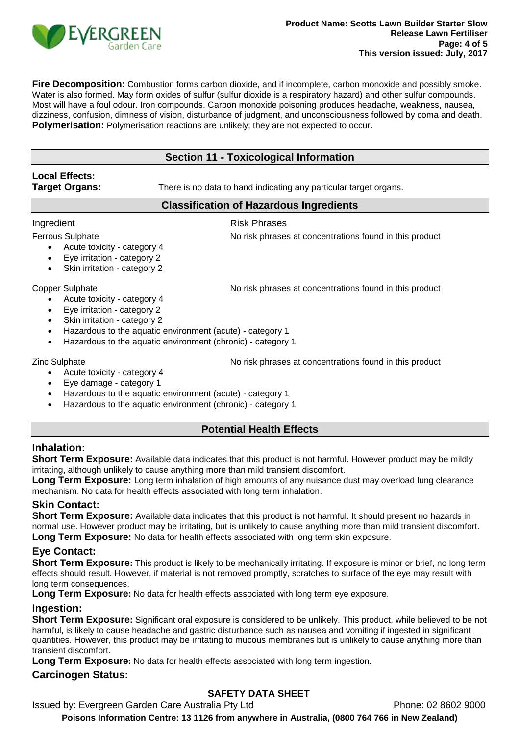**Fire Decomposition:** Combustion forms carbon dioxide, and if incomplete, carbon monoxide and possibly smoke. Water is also formed. May form oxides of sulfur (sulfur dioxide is a respiratory hazard) and other sulfur compounds. Most will have a foul odour. Iron compounds. Carbon monoxide poisoning produces headache, weakness, nausea, dizziness, confusion, dimness of vision, disturbance of judgment, and unconsciousness followed by coma and death.
**Polymerisation:** Polymerisation reactions are unlikely; they are not expected to occur.

## Section 11 - Toxicological Information

**Local Effects:**
**Target Organs:** There is no data to hand indicating any particular target organs.

### Classification of Hazardous Ingredients

| Ingredient | Risk Phrases |
|---|---|
| Ferrous Sulphate<br>• Acute toxicity - category 4<br>• Eye irritation - category 2<br>• Skin irritation - category 2 | No risk phrases at concentrations found in this product |
| Copper Sulphate<br>• Acute toxicity - category 4<br>• Eye irritation - category 2<br>• Skin irritation - category 2<br>• Hazardous to the aquatic environment (acute) - category 1<br>• Hazardous to the aquatic environment (chronic) - category 1 | No risk phrases at concentrations found in this product |
| Zinc Sulphate<br>• Acute toxicity - category 4<br>• Eye damage - category 1<br>• Hazardous to the aquatic environment (acute) - category 1<br>• Hazardous to the aquatic environment (chronic) - category 1 | No risk phrases at concentrations found in this product |

### Potential Health Effects

#### Inhalation:

**Short Term Exposure:** Available data indicates that this product is not harmful. However product may be mildly irritating, although unlikely to cause anything more than mild transient discomfort.
**Long Term Exposure:** Long term inhalation of high amounts of any nuisance dust may overload lung clearance mechanism. No data for health effects associated with long term inhalation.

#### Skin Contact:

**Short Term Exposure:** Available data indicates that this product is not harmful. It should present no hazards in normal use. However product may be irritating, but is unlikely to cause anything more than mild transient discomfort.
**Long Term Exposure:** No data for health effects associated with long term skin exposure.

#### Eye Contact:

**Short Term Exposure:** This product is likely to be mechanically irritating. If exposure is minor or brief, no long term effects should result. However, if material is not removed promptly, scratches to surface of the eye may result with long term consequences.
**Long Term Exposure:** No data for health effects associated with long term eye exposure.

#### Ingestion:

**Short Term Exposure:** Significant oral exposure is considered to be unlikely. This product, while believed to be not harmful, is likely to cause headache and gastric disturbance such as nausea and vomiting if ingested in significant quantities. However, this product may be irritating to mucous membranes but is unlikely to cause anything more than transient discomfort.
**Long Term Exposure:** No data for health effects associated with long term ingestion.

#### Carcinogen Status: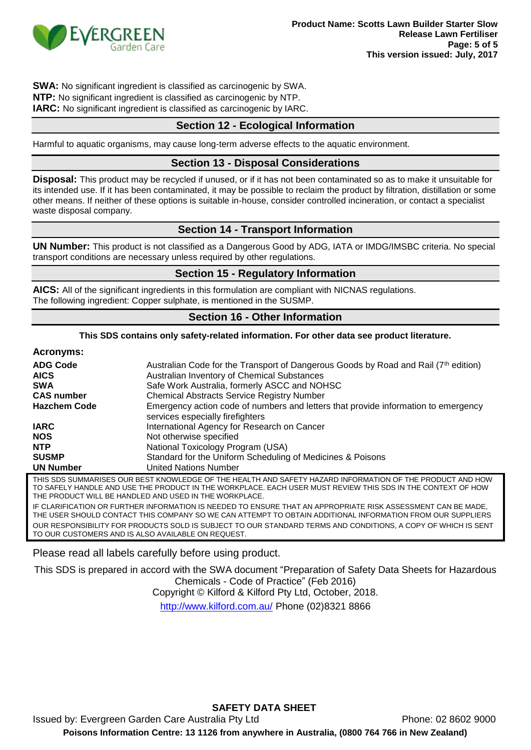**SWA:** No significant ingredient is classified as carcinogenic by SWA.
**NTP:** No significant ingredient is classified as carcinogenic by NTP.
**IARC:** No significant ingredient is classified as carcinogenic by IARC.

## Section 12 - Ecological Information

Harmful to aquatic organisms, may cause long-term adverse effects to the aquatic environment.

## Section 13 - Disposal Considerations

**Disposal:** This product may be recycled if unused, or if it has not been contaminated so as to make it unsuitable for its intended use. If it has been contaminated, it may be possible to reclaim the product by filtration, distillation or some other means. If neither of these options is suitable in-house, consider controlled incineration, or contact a specialist waste disposal company.

## Section 14 - Transport Information

**UN Number:** This product is not classified as a Dangerous Good by ADG, IATA or IMDG/IMSBC criteria. No special transport conditions are necessary unless required by other regulations.

## Section 15 - Regulatory Information

**AICS:** All of the significant ingredients in this formulation are compliant with NICNAS regulations.
The following ingredient: Copper sulphate, is mentioned in the SUSMP.

## Section 16 - Other Information

**This SDS contains only safety-related information. For other data see product literature.**

**Acronyms:**

| | |
|---|---|
| **ADG Code** | Australian Code for the Transport of Dangerous Goods by Road and Rail (7th edition) |
| **AICS** | Australian Inventory of Chemical Substances |
| **SWA** | Safe Work Australia, formerly ASCC and NOHSC |
| **CAS number** | Chemical Abstracts Service Registry Number |
| **Hazchem Code** | Emergency action code of numbers and letters that provide information to emergency services especially firefighters |
| **IARC** | International Agency for Research on Cancer |
| **NOS** | Not otherwise specified |
| **NTP** | National Toxicology Program (USA) |
| **SUSMP** | Standard for the Uniform Scheduling of Medicines & Poisons |
| **UN Number** | United Nations Number |

THIS SDS SUMMARISES OUR BEST KNOWLEDGE OF THE HEALTH AND SAFETY HAZARD INFORMATION OF THE PRODUCT AND HOW TO SAFELY HANDLE AND USE THE PRODUCT IN THE WORKPLACE. EACH USER MUST REVIEW THIS SDS IN THE CONTEXT OF HOW THE PRODUCT WILL BE HANDLED AND USED IN THE WORKPLACE.

IF CLARIFICATION OR FURTHER INFORMATION IS NEEDED TO ENSURE THAT AN APPROPRIATE RISK ASSESSMENT CAN BE MADE, THE USER SHOULD CONTACT THIS COMPANY SO WE CAN ATTEMPT TO OBTAIN ADDITIONAL INFORMATION FROM OUR SUPPLIERS

OUR RESPONSIBILITY FOR PRODUCTS SOLD IS SUBJECT TO OUR STANDARD TERMS AND CONDITIONS, A COPY OF WHICH IS SENT TO OUR CUSTOMERS AND IS ALSO AVAILABLE ON REQUEST.

Please read all labels carefully before using product.

This SDS is prepared in accord with the SWA document "Preparation of Safety Data Sheets for Hazardous Chemicals - Code of Practice" (Feb 2016)
Copyright © Kilford & Kilford Pty Ltd, October, 2018.
http://www.kilford.com.au/ Phone (02)8321 8866